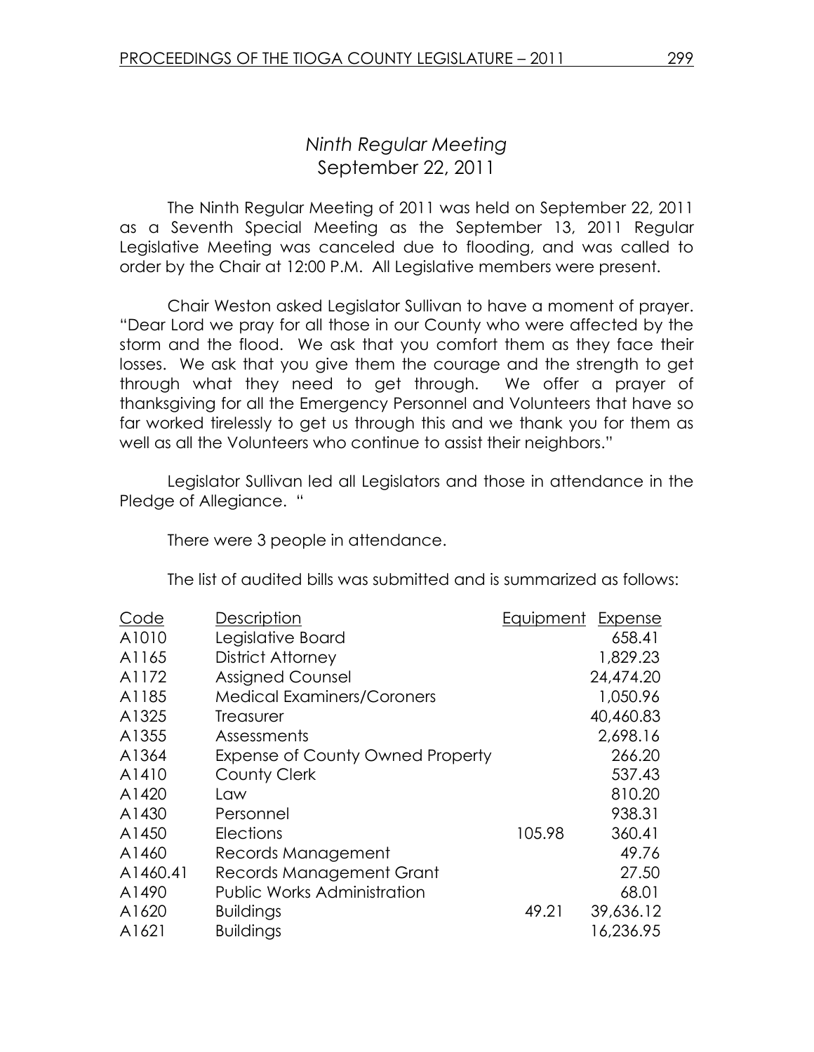# *Ninth Regular Meeting*
September 22, 2011

The Ninth Regular Meeting of 2011 was held on September 22, 2011 as a Seventh Special Meeting as the September 13, 2011 Regular Legislative Meeting was canceled due to flooding, and was called to order by the Chair at 12:00 P.M. All Legislative members were present.

Chair Weston asked Legislator Sullivan to have a moment of prayer. "Dear Lord we pray for all those in our County who were affected by the storm and the flood. We ask that you comfort them as they face their losses. We ask that you give them the courage and the strength to get through what they need to get through. We offer a prayer of thanksgiving for all the Emergency Personnel and Volunteers that have so far worked tirelessly to get us through this and we thank you for them as well as all the Volunteers who continue to assist their neighbors."

Legislator Sullivan led all Legislators and those in attendance in the Pledge of Allegiance. "

There were 3 people in attendance.

The list of audited bills was submitted and is summarized as follows:

| Code | Description | Equipment | Expense |
|---|---|---|---|
| A1010 | Legislative Board | | 658.41 |
| A1165 | District Attorney | | 1,829.23 |
| A1172 | Assigned Counsel | | 24,474.20 |
| A1185 | Medical Examiners/Coroners | | 1,050.96 |
| A1325 | Treasurer | | 40,460.83 |
| A1355 | Assessments | | 2,698.16 |
| A1364 | Expense of County Owned Property | | 266.20 |
| A1410 | County Clerk | | 537.43 |
| A1420 | Law | | 810.20 |
| A1430 | Personnel | | 938.31 |
| A1450 | Elections | 105.98 | 360.41 |
| A1460 | Records Management | | 49.76 |
| A1460.41 | Records Management Grant | | 27.50 |
| A1490 | Public Works Administration | | 68.01 |
| A1620 | Buildings | 49.21 | 39,636.12 |
| A1621 | Buildings | | 16,236.95 |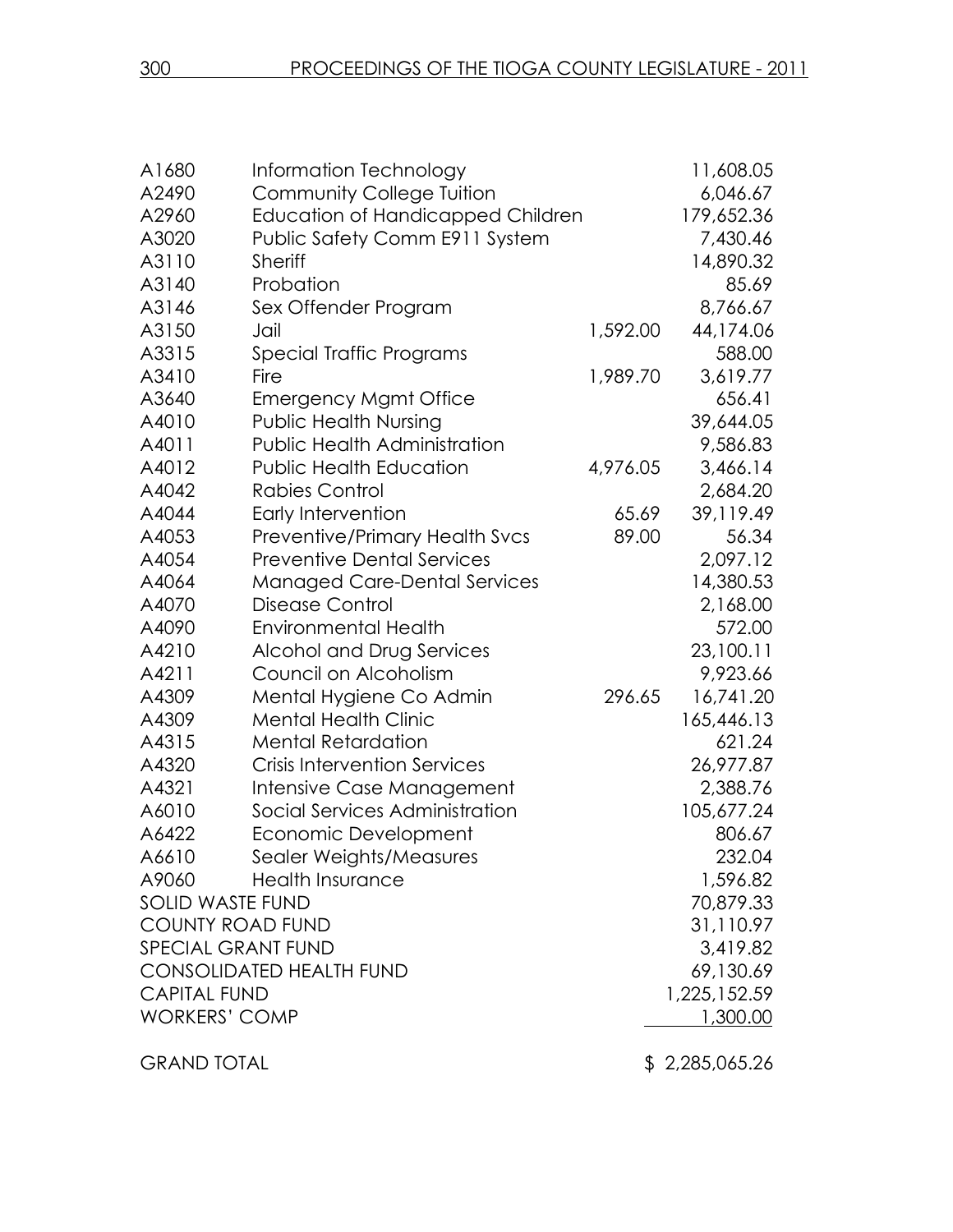| Code | Description | | Amount |
|---|---|---|---|
| A1680 | Information Technology | | 11,608.05 |
| A2490 | Community College Tuition | | 6,046.67 |
| A2960 | Education of Handicapped Children | | 179,652.36 |
| A3020 | Public Safety Comm E911 System | | 7,430.46 |
| A3110 | Sheriff | | 14,890.32 |
| A3140 | Probation | | 85.69 |
| A3146 | Sex Offender Program | | 8,766.67 |
| A3150 | Jail | 1,592.00 | 44,174.06 |
| A3315 | Special Traffic Programs | | 588.00 |
| A3410 | Fire | 1,989.70 | 3,619.77 |
| A3640 | Emergency Mgmt Office | | 656.41 |
| A4010 | Public Health Nursing | | 39,644.05 |
| A4011 | Public Health Administration | | 9,586.83 |
| A4012 | Public Health Education | 4,976.05 | 3,466.14 |
| A4042 | Rabies Control | | 2,684.20 |
| A4044 | Early Intervention | 65.69 | 39,119.49 |
| A4053 | Preventive/Primary Health Svcs | 89.00 | 56.34 |
| A4054 | Preventive Dental Services | | 2,097.12 |
| A4064 | Managed Care-Dental Services | | 14,380.53 |
| A4070 | Disease Control | | 2,168.00 |
| A4090 | Environmental Health | | 572.00 |
| A4210 | Alcohol and Drug Services | | 23,100.11 |
| A4211 | Council on Alcoholism | | 9,923.66 |
| A4309 | Mental Hygiene Co Admin | 296.65 | 16,741.20 |
| A4309 | Mental Health Clinic | | 165,446.13 |
| A4315 | Mental Retardation | | 621.24 |
| A4320 | Crisis Intervention Services | | 26,977.87 |
| A4321 | Intensive Case Management | | 2,388.76 |
| A6010 | Social Services Administration | | 105,677.24 |
| A6422 | Economic Development | | 806.67 |
| A6610 | Sealer Weights/Measures | | 232.04 |
| A9060 | Health Insurance | | 1,596.82 |
| SOLID WASTE FUND | | | 70,879.33 |
| COUNTY ROAD FUND | | | 31,110.97 |
| SPECIAL GRANT FUND | | | 3,419.82 |
| CONSOLIDATED HEALTH FUND | | | 69,130.69 |
| CAPITAL FUND | | | 1,225,152.59 |
| WORKERS' COMP | | | 1,300.00 |
| GRAND TOTAL | | | $ 2,285,065.26 |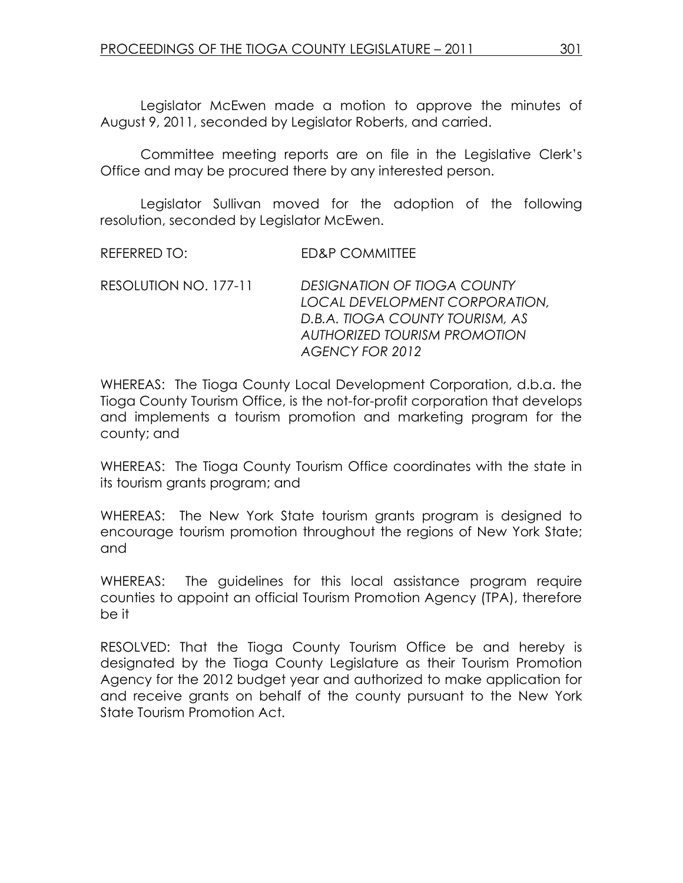Legislator McEwen made a motion to approve the minutes of August 9, 2011, seconded by Legislator Roberts, and carried.

Committee meeting reports are on file in the Legislative Clerk's Office and may be procured there by any interested person.

Legislator Sullivan moved for the adoption of the following resolution, seconded by Legislator McEwen.

REFERRED TO: ED&P COMMITTEE

RESOLUTION NO. 177-11 *DESIGNATION OF TIOGA COUNTY LOCAL DEVELOPMENT CORPORATION, D.B.A. TIOGA COUNTY TOURISM, AS AUTHORIZED TOURISM PROMOTION AGENCY FOR 2012*

WHEREAS: The Tioga County Local Development Corporation, d.b.a. the Tioga County Tourism Office, is the not-for-profit corporation that develops and implements a tourism promotion and marketing program for the county; and

WHEREAS: The Tioga County Tourism Office coordinates with the state in its tourism grants program; and

WHEREAS: The New York State tourism grants program is designed to encourage tourism promotion throughout the regions of New York State; and

WHEREAS: The guidelines for this local assistance program require counties to appoint an official Tourism Promotion Agency (TPA), therefore be it

RESOLVED: That the Tioga County Tourism Office be and hereby is designated by the Tioga County Legislature as their Tourism Promotion Agency for the 2012 budget year and authorized to make application for and receive grants on behalf of the county pursuant to the New York State Tourism Promotion Act.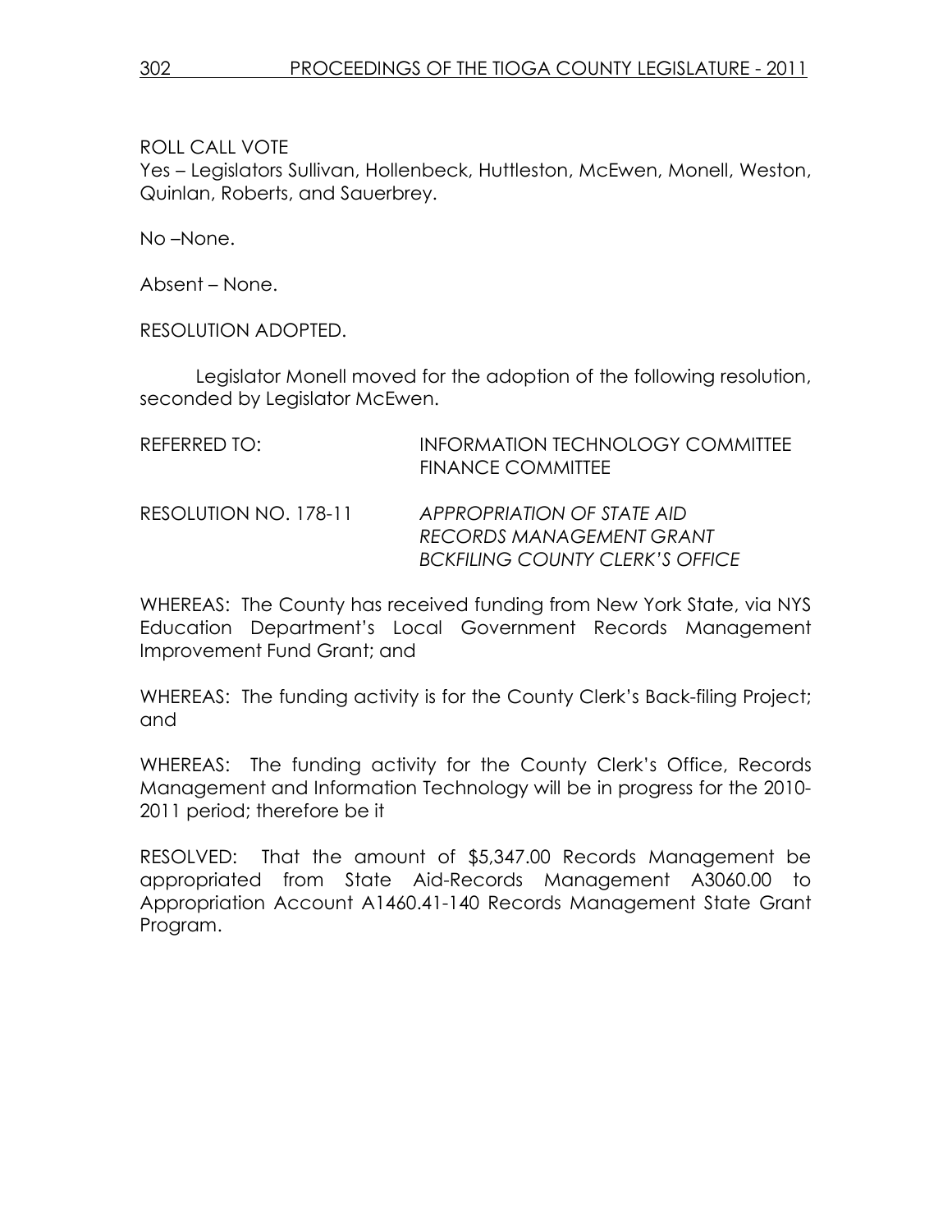ROLL CALL VOTE
Yes – Legislators Sullivan, Hollenbeck, Huttleston, McEwen, Monell, Weston, Quinlan, Roberts, and Sauerbrey.

No –None.

Absent – None.

RESOLUTION ADOPTED.

Legislator Monell moved for the adoption of the following resolution, seconded by Legislator McEwen.

REFERRED TO: INFORMATION TECHNOLOGY COMMITTEE
FINANCE COMMITTEE

RESOLUTION NO. 178-11 *APPROPRIATION OF STATE AID RECORDS MANAGEMENT GRANT BCKFILING COUNTY CLERK'S OFFICE*

WHEREAS: The County has received funding from New York State, via NYS Education Department's Local Government Records Management Improvement Fund Grant; and

WHEREAS: The funding activity is for the County Clerk's Back-filing Project; and

WHEREAS: The funding activity for the County Clerk's Office, Records Management and Information Technology will be in progress for the 2010-2011 period; therefore be it

RESOLVED: That the amount of $5,347.00 Records Management be appropriated from State Aid-Records Management A3060.00 to Appropriation Account A1460.41-140 Records Management State Grant Program.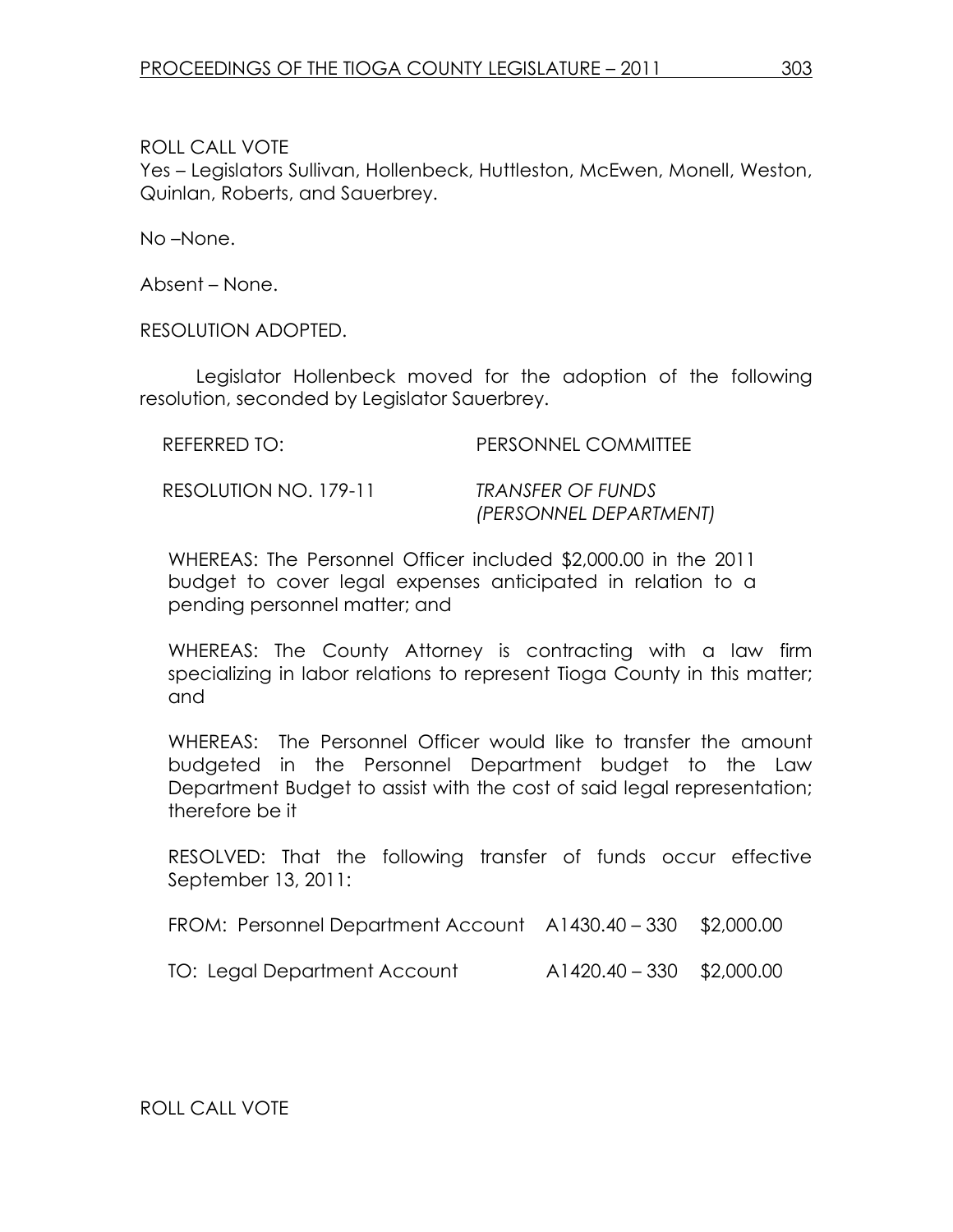ROLL CALL VOTE

Yes – Legislators Sullivan, Hollenbeck, Huttleston, McEwen, Monell, Weston, Quinlan, Roberts, and Sauerbrey.

No –None.

Absent – None.

RESOLUTION ADOPTED.

Legislator Hollenbeck moved for the adoption of the following resolution, seconded by Legislator Sauerbrey.

REFERRED TO: PERSONNEL COMMITTEE

RESOLUTION NO. 179-11 *TRANSFER OF FUNDS (PERSONNEL DEPARTMENT)*

WHEREAS: The Personnel Officer included $2,000.00 in the 2011 budget to cover legal expenses anticipated in relation to a pending personnel matter; and

WHEREAS: The County Attorney is contracting with a law firm specializing in labor relations to represent Tioga County in this matter; and

WHEREAS: The Personnel Officer would like to transfer the amount budgeted in the Personnel Department budget to the Law Department Budget to assist with the cost of said legal representation; therefore be it

RESOLVED: That the following transfer of funds occur effective September 13, 2011:

| | | |
|---|---|---|
| FROM: Personnel Department Account | A1430.40 – 330 | $2,000.00 |
| TO: Legal Department Account | A1420.40 – 330 | $2,000.00 |

ROLL CALL VOTE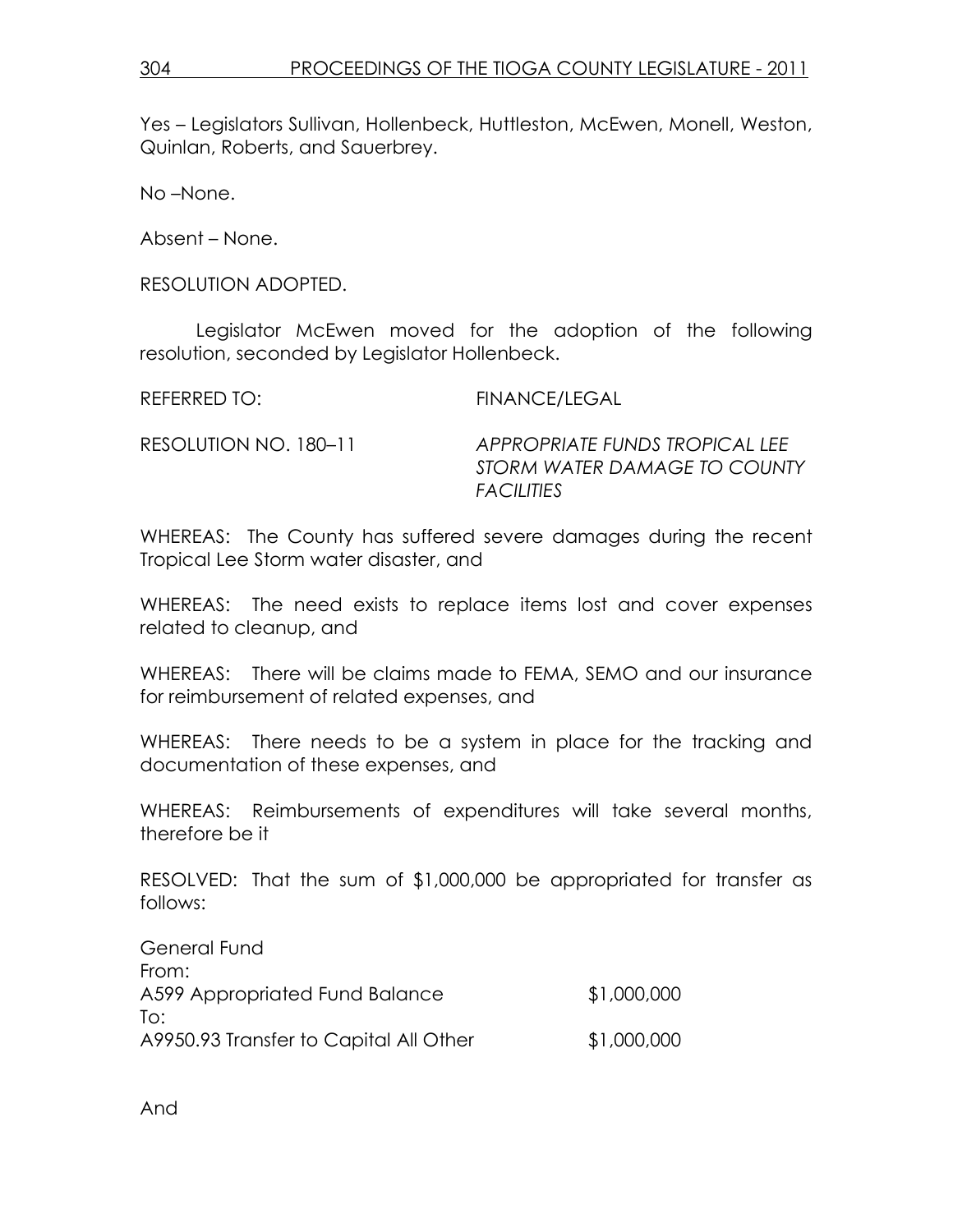Yes – Legislators Sullivan, Hollenbeck, Huttleston, McEwen, Monell, Weston, Quinlan, Roberts, and Sauerbrey.

No –None.

Absent – None.

RESOLUTION ADOPTED.

Legislator McEwen moved for the adoption of the following resolution, seconded by Legislator Hollenbeck.

REFERRED TO: FINANCE/LEGAL

RESOLUTION NO. 180–11 *APPROPRIATE FUNDS TROPICAL LEE STORM WATER DAMAGE TO COUNTY FACILITIES*

WHEREAS: The County has suffered severe damages during the recent Tropical Lee Storm water disaster, and

WHEREAS: The need exists to replace items lost and cover expenses related to cleanup, and

WHEREAS: There will be claims made to FEMA, SEMO and our insurance for reimbursement of related expenses, and

WHEREAS: There needs to be a system in place for the tracking and documentation of these expenses, and

WHEREAS: Reimbursements of expenditures will take several months, therefore be it

RESOLVED: That the sum of $1,000,000 be appropriated for transfer as follows:

General Fund
From:
A599 Appropriated Fund Balance $1,000,000
To:
A9950.93 Transfer to Capital All Other $1,000,000

And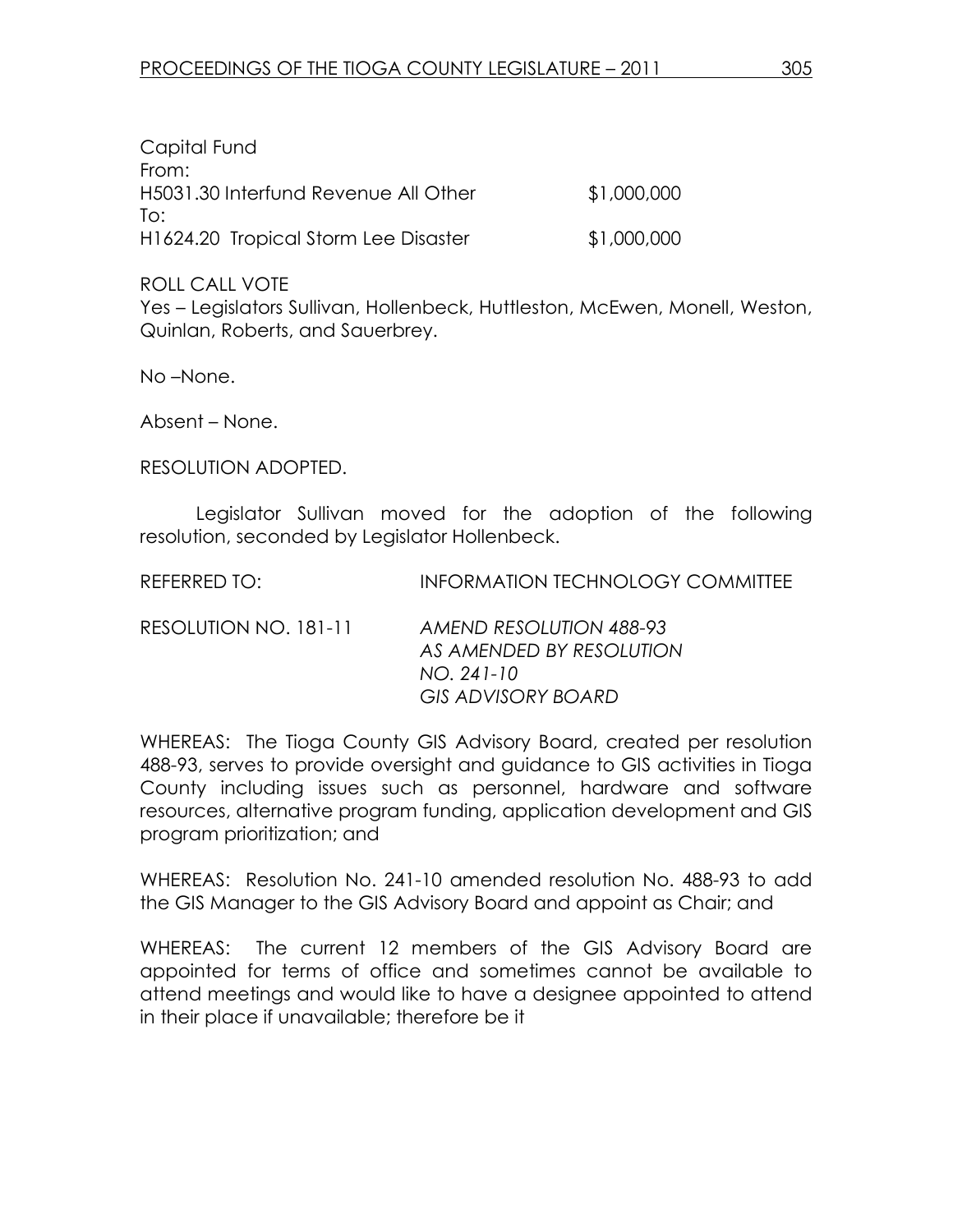Capital Fund
From:

| | |
|---|---|
| H5031.30 Interfund Revenue All Other | $1,000,000 |

To:

| | |
|---|---|
| H1624.20 Tropical Storm Lee Disaster | $1,000,000 |

ROLL CALL VOTE
Yes – Legislators Sullivan, Hollenbeck, Huttleston, McEwen, Monell, Weston, Quinlan, Roberts, and Sauerbrey.

No –None.

Absent – None.

RESOLUTION ADOPTED.

Legislator Sullivan moved for the adoption of the following resolution, seconded by Legislator Hollenbeck.

REFERRED TO: INFORMATION TECHNOLOGY COMMITTEE

RESOLUTION NO. 181-11 *AMEND RESOLUTION 488-93 AS AMENDED BY RESOLUTION NO. 241-10 GIS ADVISORY BOARD*

WHEREAS: The Tioga County GIS Advisory Board, created per resolution 488-93, serves to provide oversight and guidance to GIS activities in Tioga County including issues such as personnel, hardware and software resources, alternative program funding, application development and GIS program prioritization; and

WHEREAS: Resolution No. 241-10 amended resolution No. 488-93 to add the GIS Manager to the GIS Advisory Board and appoint as Chair; and

WHEREAS: The current 12 members of the GIS Advisory Board are appointed for terms of office and sometimes cannot be available to attend meetings and would like to have a designee appointed to attend in their place if unavailable; therefore be it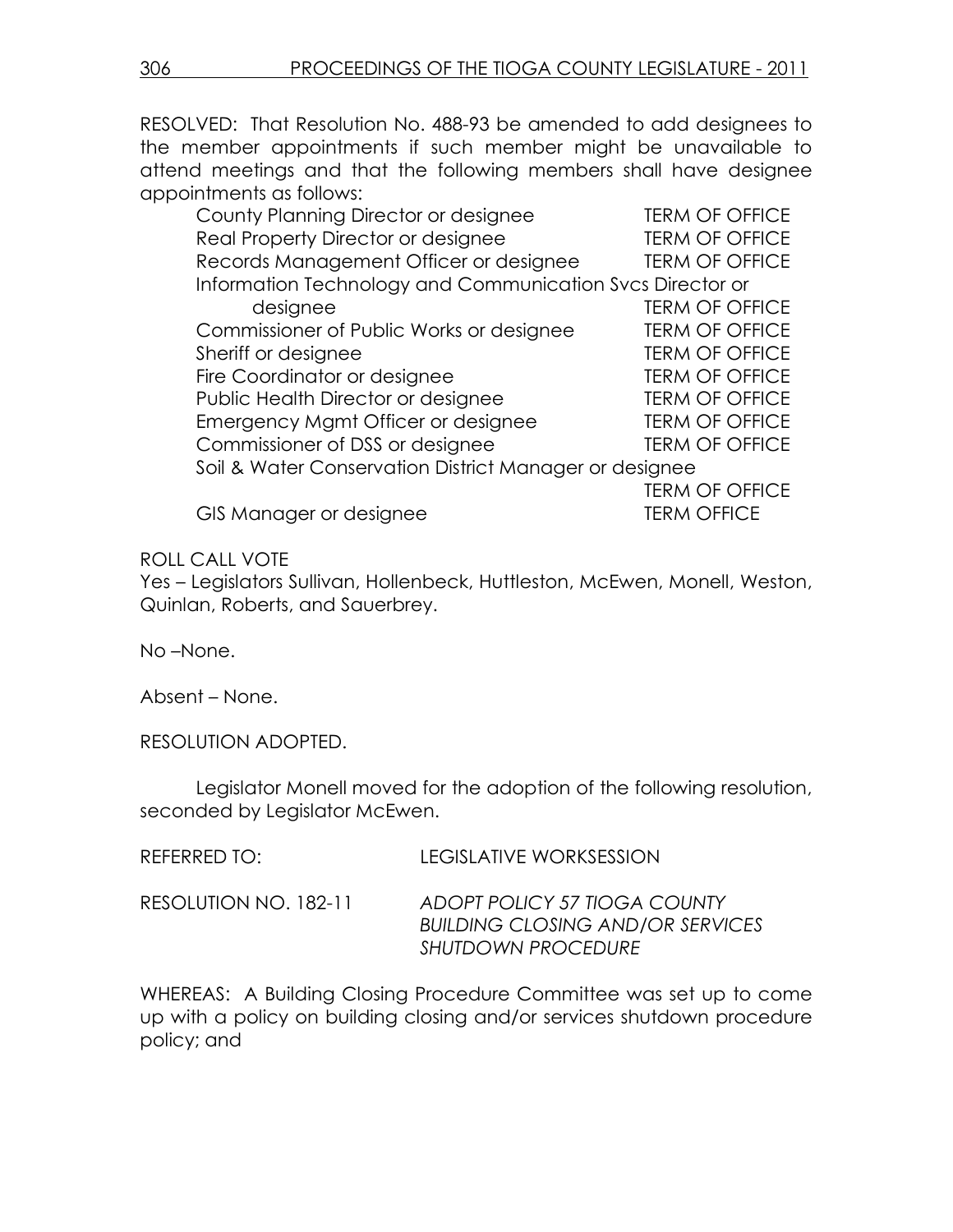RESOLVED: That Resolution No. 488-93 be amended to add designees to the member appointments if such member might be unavailable to attend meetings and that the following members shall have designee appointments as follows:

| | |
|---|---|
| County Planning Director or designee | TERM OF OFFICE |
| Real Property Director or designee | TERM OF OFFICE |
| Records Management Officer or designee | TERM OF OFFICE |
| Information Technology and Communication Svcs Director or designee | TERM OF OFFICE |
| Commissioner of Public Works or designee | TERM OF OFFICE |
| Sheriff or designee | TERM OF OFFICE |
| Fire Coordinator or designee | TERM OF OFFICE |
| Public Health Director or designee | TERM OF OFFICE |
| Emergency Mgmt Officer or designee | TERM OF OFFICE |
| Commissioner of DSS or designee | TERM OF OFFICE |
| Soil & Water Conservation District Manager or designee | TERM OF OFFICE |
| GIS Manager or designee | TERM OFFICE |

ROLL CALL VOTE
Yes – Legislators Sullivan, Hollenbeck, Huttleston, McEwen, Monell, Weston, Quinlan, Roberts, and Sauerbrey.

No –None.

Absent – None.

RESOLUTION ADOPTED.

Legislator Monell moved for the adoption of the following resolution, seconded by Legislator McEwen.

REFERRED TO: LEGISLATIVE WORKSESSION

RESOLUTION NO. 182-11 *ADOPT POLICY 57 TIOGA COUNTY BUILDING CLOSING AND/OR SERVICES SHUTDOWN PROCEDURE*

WHEREAS: A Building Closing Procedure Committee was set up to come up with a policy on building closing and/or services shutdown procedure policy; and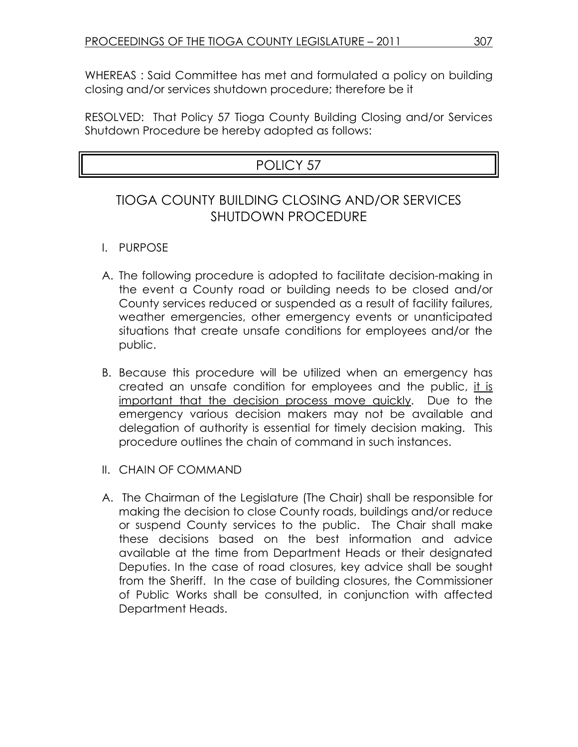WHEREAS : Said Committee has met and formulated a policy on building closing and/or services shutdown procedure; therefore be it

RESOLVED: That Policy 57 Tioga County Building Closing and/or Services Shutdown Procedure be hereby adopted as follows:

# POLICY 57

## TIOGA COUNTY BUILDING CLOSING AND/OR SERVICES SHUTDOWN PROCEDURE

I. PURPOSE

A. The following procedure is adopted to facilitate decision-making in the event a County road or building needs to be closed and/or County services reduced or suspended as a result of facility failures, weather emergencies, other emergency events or unanticipated situations that create unsafe conditions for employees and/or the public.

B. Because this procedure will be utilized when an emergency has created an unsafe condition for employees and the public, <u>it is important that the decision process move quickly</u>. Due to the emergency various decision makers may not be available and delegation of authority is essential for timely decision making. This procedure outlines the chain of command in such instances.

II. CHAIN OF COMMAND

A. The Chairman of the Legislature (The Chair) shall be responsible for making the decision to close County roads, buildings and/or reduce or suspend County services to the public. The Chair shall make these decisions based on the best information and advice available at the time from Department Heads or their designated Deputies. In the case of road closures, key advice shall be sought from the Sheriff. In the case of building closures, the Commissioner of Public Works shall be consulted, in conjunction with affected Department Heads.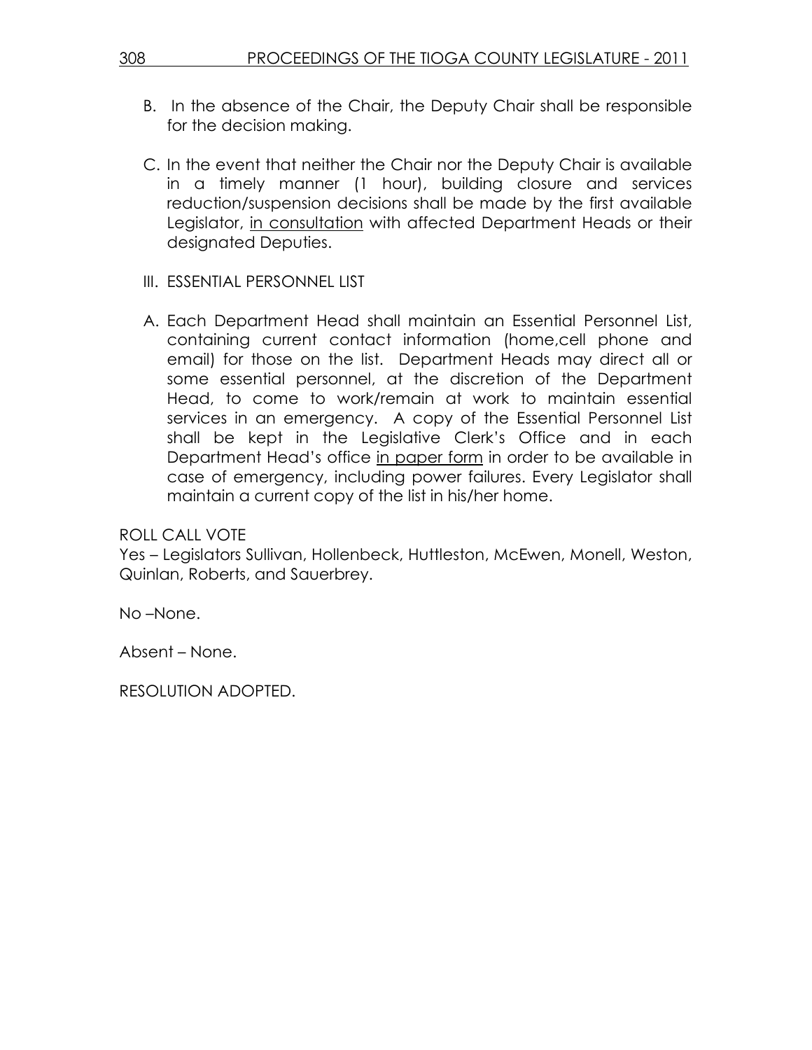B. In the absence of the Chair, the Deputy Chair shall be responsible for the decision making.

C. In the event that neither the Chair nor the Deputy Chair is available in a timely manner (1 hour), building closure and services reduction/suspension decisions shall be made by the first available Legislator, <u>in consultation</u> with affected Department Heads or their designated Deputies.

III. ESSENTIAL PERSONNEL LIST

A. Each Department Head shall maintain an Essential Personnel List, containing current contact information (home,cell phone and email) for those on the list. Department Heads may direct all or some essential personnel, at the discretion of the Department Head, to come to work/remain at work to maintain essential services in an emergency. A copy of the Essential Personnel List shall be kept in the Legislative Clerk's Office and in each Department Head's office <u>in paper form</u> in order to be available in case of emergency, including power failures. Every Legislator shall maintain a current copy of the list in his/her home.

ROLL CALL VOTE
Yes – Legislators Sullivan, Hollenbeck, Huttleston, McEwen, Monell, Weston, Quinlan, Roberts, and Sauerbrey.

No –None.

Absent – None.

RESOLUTION ADOPTED.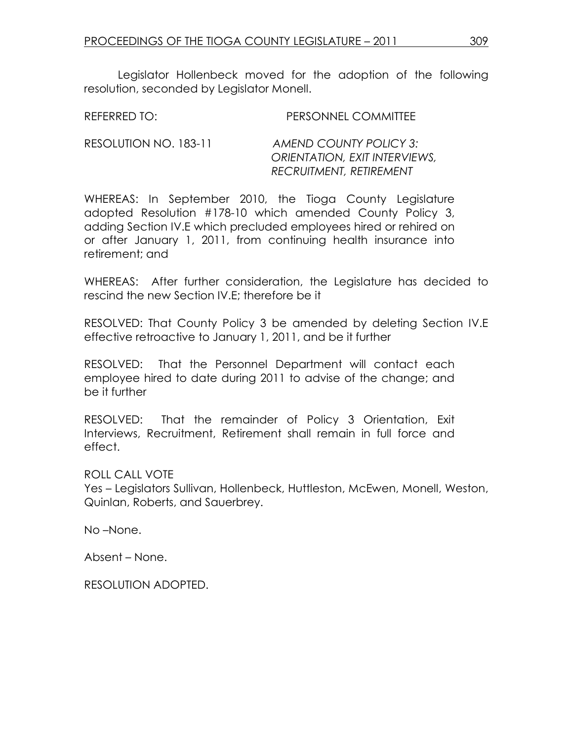Legislator Hollenbeck moved for the adoption of the following resolution, seconded by Legislator Monell.

REFERRED TO: PERSONNEL COMMITTEE

RESOLUTION NO. 183-11 *AMEND COUNTY POLICY 3: ORIENTATION, EXIT INTERVIEWS, RECRUITMENT, RETIREMENT*

WHEREAS: In September 2010, the Tioga County Legislature adopted Resolution #178-10 which amended County Policy 3, adding Section IV.E which precluded employees hired or rehired on or after January 1, 2011, from continuing health insurance into retirement; and

WHEREAS: After further consideration, the Legislature has decided to rescind the new Section IV.E; therefore be it

RESOLVED: That County Policy 3 be amended by deleting Section IV.E effective retroactive to January 1, 2011, and be it further

RESOLVED: That the Personnel Department will contact each employee hired to date during 2011 to advise of the change; and be it further

RESOLVED: That the remainder of Policy 3 Orientation, Exit Interviews, Recruitment, Retirement shall remain in full force and effect.

ROLL CALL VOTE

Yes – Legislators Sullivan, Hollenbeck, Huttleston, McEwen, Monell, Weston, Quinlan, Roberts, and Sauerbrey.

No –None.

Absent – None.

RESOLUTION ADOPTED.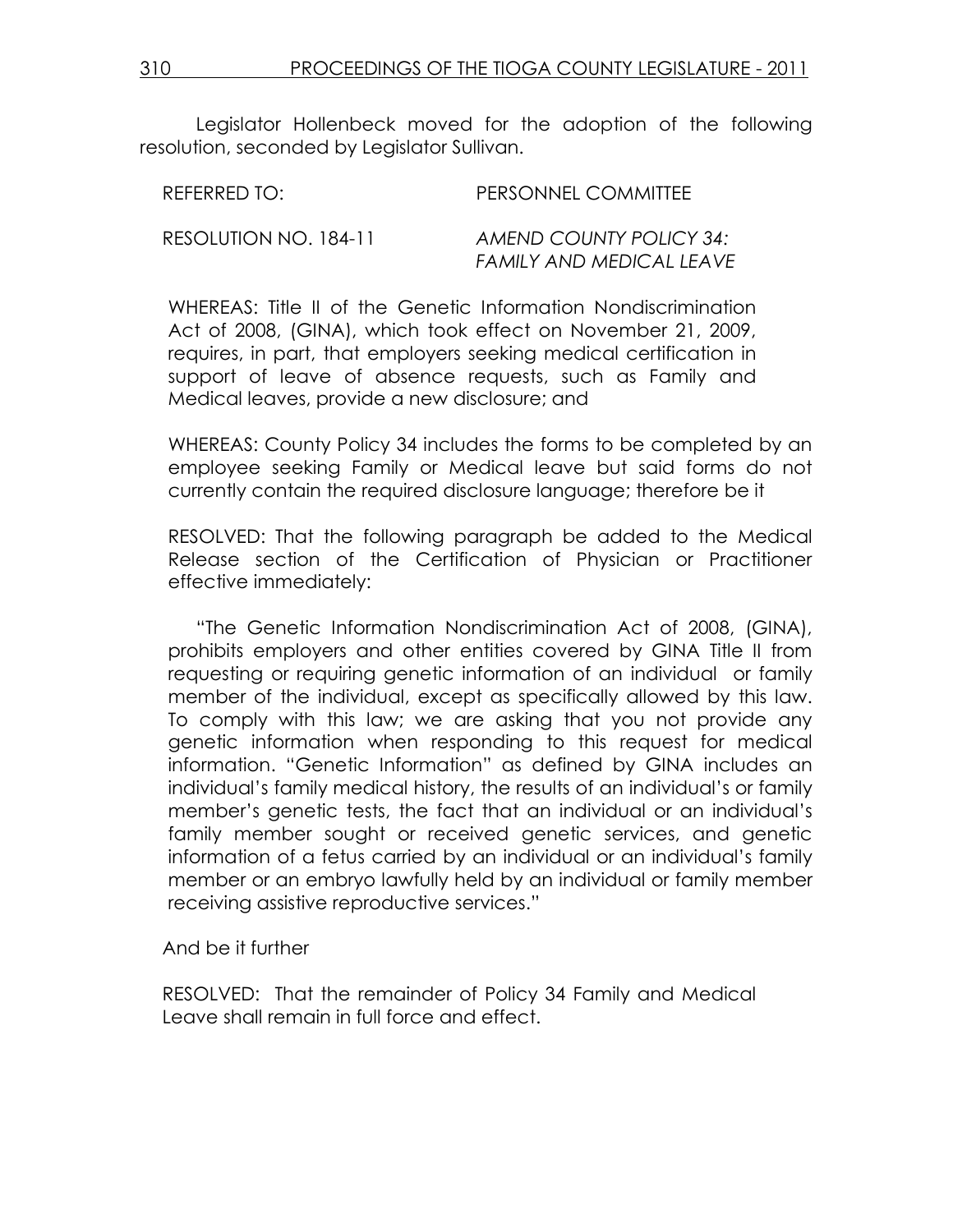Legislator Hollenbeck moved for the adoption of the following resolution, seconded by Legislator Sullivan.

REFERRED TO: PERSONNEL COMMITTEE

RESOLUTION NO. 184-11 *AMEND COUNTY POLICY 34: FAMILY AND MEDICAL LEAVE*

WHEREAS: Title II of the Genetic Information Nondiscrimination Act of 2008, (GINA), which took effect on November 21, 2009, requires, in part, that employers seeking medical certification in support of leave of absence requests, such as Family and Medical leaves, provide a new disclosure; and

WHEREAS: County Policy 34 includes the forms to be completed by an employee seeking Family or Medical leave but said forms do not currently contain the required disclosure language; therefore be it

RESOLVED: That the following paragraph be added to the Medical Release section of the Certification of Physician or Practitioner effective immediately:

"The Genetic Information Nondiscrimination Act of 2008, (GINA), prohibits employers and other entities covered by GINA Title II from requesting or requiring genetic information of an individual or family member of the individual, except as specifically allowed by this law. To comply with this law; we are asking that you not provide any genetic information when responding to this request for medical information. "Genetic Information" as defined by GINA includes an individual's family medical history, the results of an individual's or family member's genetic tests, the fact that an individual or an individual's family member sought or received genetic services, and genetic information of a fetus carried by an individual or an individual's family member or an embryo lawfully held by an individual or family member receiving assistive reproductive services."

And be it further

RESOLVED: That the remainder of Policy 34 Family and Medical Leave shall remain in full force and effect.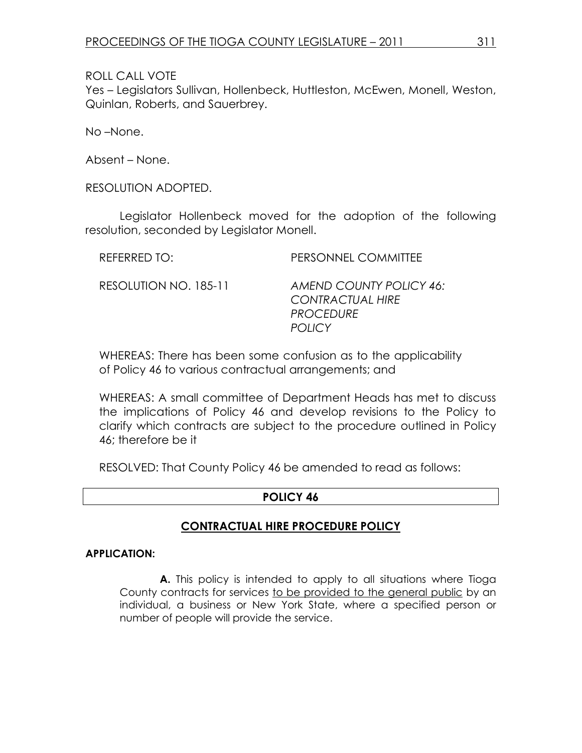ROLL CALL VOTE

Yes – Legislators Sullivan, Hollenbeck, Huttleston, McEwen, Monell, Weston, Quinlan, Roberts, and Sauerbrey.

No –None.

Absent – None.

RESOLUTION ADOPTED.

Legislator Hollenbeck moved for the adoption of the following resolution, seconded by Legislator Monell.

REFERRED TO: PERSONNEL COMMITTEE

RESOLUTION NO. 185-11 *AMEND COUNTY POLICY 46: CONTRACTUAL HIRE PROCEDURE POLICY*

WHEREAS: There has been some confusion as to the applicability of Policy 46 to various contractual arrangements; and

WHEREAS: A small committee of Department Heads has met to discuss the implications of Policy 46 and develop revisions to the Policy to clarify which contracts are subject to the procedure outlined in Policy 46; therefore be it

RESOLVED: That County Policy 46 be amended to read as follows:

## POLICY 46

## CONTRACTUAL HIRE PROCEDURE POLICY

**APPLICATION:**

**A.** This policy is intended to apply to all situations where Tioga County contracts for services <u>to be provided to the general public</u> by an individual, a business or New York State, where a specified person or number of people will provide the service.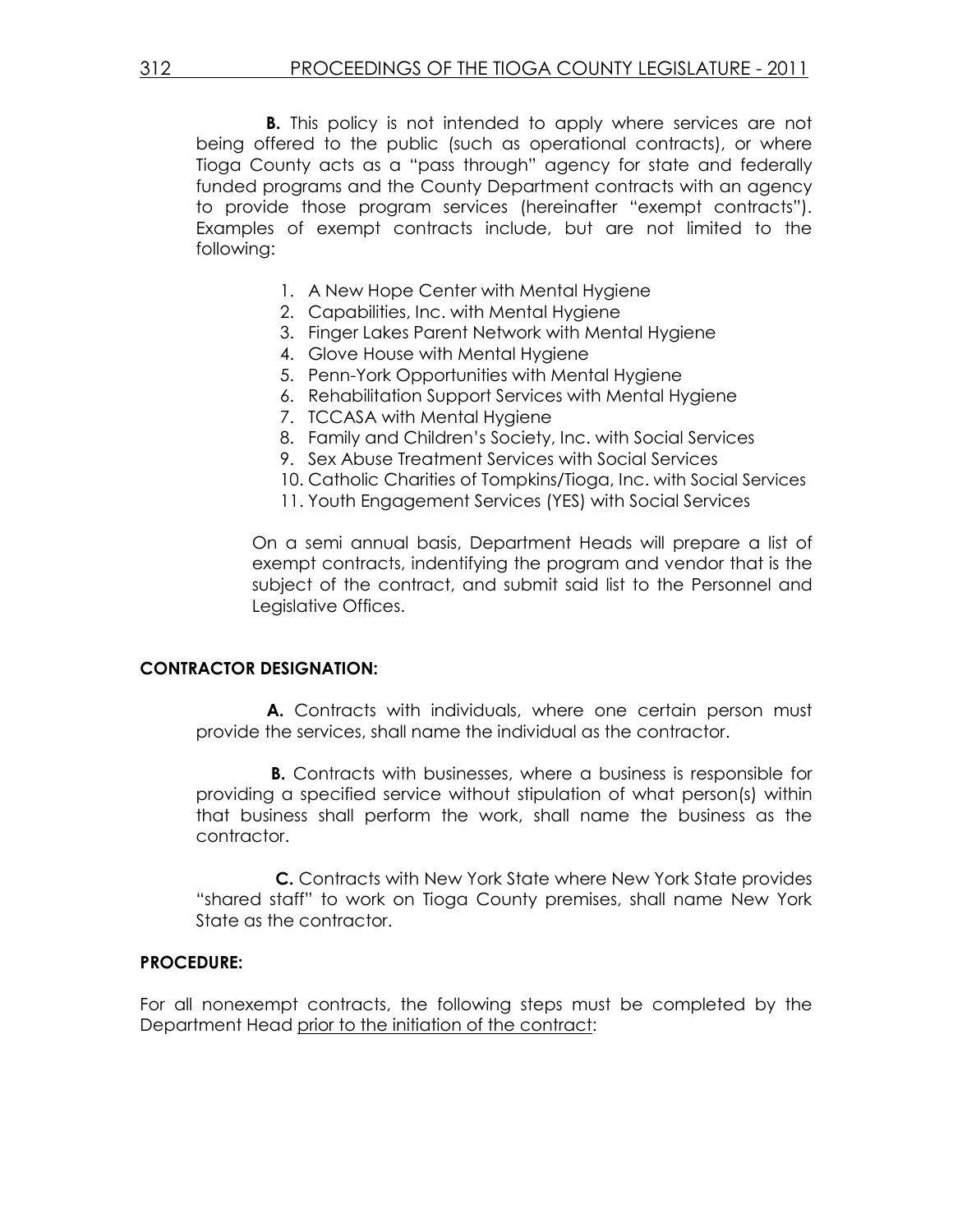**B.** This policy is not intended to apply where services are not being offered to the public (such as operational contracts), or where Tioga County acts as a "pass through" agency for state and federally funded programs and the County Department contracts with an agency to provide those program services (hereinafter "exempt contracts"). Examples of exempt contracts include, but are not limited to the following:

1. A New Hope Center with Mental Hygiene
2. Capabilities, Inc. with Mental Hygiene
3. Finger Lakes Parent Network with Mental Hygiene
4. Glove House with Mental Hygiene
5. Penn-York Opportunities with Mental Hygiene
6. Rehabilitation Support Services with Mental Hygiene
7. TCCASA with Mental Hygiene
8. Family and Children's Society, Inc. with Social Services
9. Sex Abuse Treatment Services with Social Services
10. Catholic Charities of Tompkins/Tioga, Inc. with Social Services
11. Youth Engagement Services (YES) with Social Services

On a semi annual basis, Department Heads will prepare a list of exempt contracts, indentifying the program and vendor that is the subject of the contract, and submit said list to the Personnel and Legislative Offices.

**CONTRACTOR DESIGNATION:**

**A.** Contracts with individuals, where one certain person must provide the services, shall name the individual as the contractor.

**B.** Contracts with businesses, where a business is responsible for providing a specified service without stipulation of what person(s) within that business shall perform the work, shall name the business as the contractor.

**C.** Contracts with New York State where New York State provides "shared staff" to work on Tioga County premises, shall name New York State as the contractor.

**PROCEDURE:**

For all nonexempt contracts, the following steps must be completed by the Department Head <u>prior to the initiation of the contract</u>: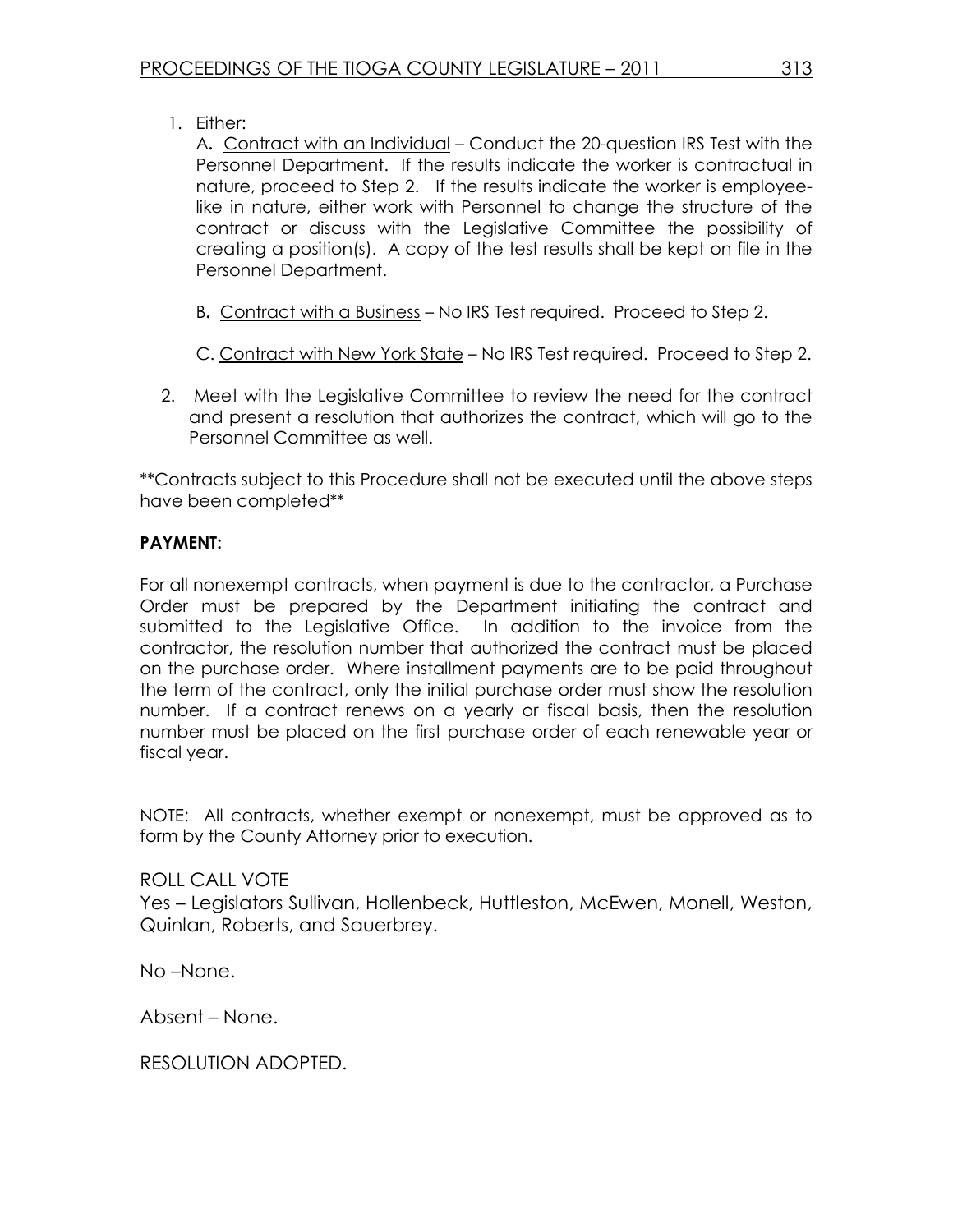1. Either:

   A. <u>Contract with an Individual</u> – Conduct the 20-question IRS Test with the Personnel Department. If the results indicate the worker is contractual in nature, proceed to Step 2. If the results indicate the worker is employee-like in nature, either work with Personnel to change the structure of the contract or discuss with the Legislative Committee the possibility of creating a position(s). A copy of the test results shall be kept on file in the Personnel Department.

   B. <u>Contract with a Business</u> – No IRS Test required. Proceed to Step 2.

   C. <u>Contract with New York State</u> – No IRS Test required. Proceed to Step 2.

2. Meet with the Legislative Committee to review the need for the contract and present a resolution that authorizes the contract, which will go to the Personnel Committee as well.

**Contracts subject to this Procedure shall not be executed until the above steps have been completed**

**PAYMENT:**

For all nonexempt contracts, when payment is due to the contractor, a Purchase Order must be prepared by the Department initiating the contract and submitted to the Legislative Office. In addition to the invoice from the contractor, the resolution number that authorized the contract must be placed on the purchase order. Where installment payments are to be paid throughout the term of the contract, only the initial purchase order must show the resolution number. If a contract renews on a yearly or fiscal basis, then the resolution number must be placed on the first purchase order of each renewable year or fiscal year.

NOTE: All contracts, whether exempt or nonexempt, must be approved as to form by the County Attorney prior to execution.

ROLL CALL VOTE
Yes – Legislators Sullivan, Hollenbeck, Huttleston, McEwen, Monell, Weston, Quinlan, Roberts, and Sauerbrey.

No –None.

Absent – None.

RESOLUTION ADOPTED.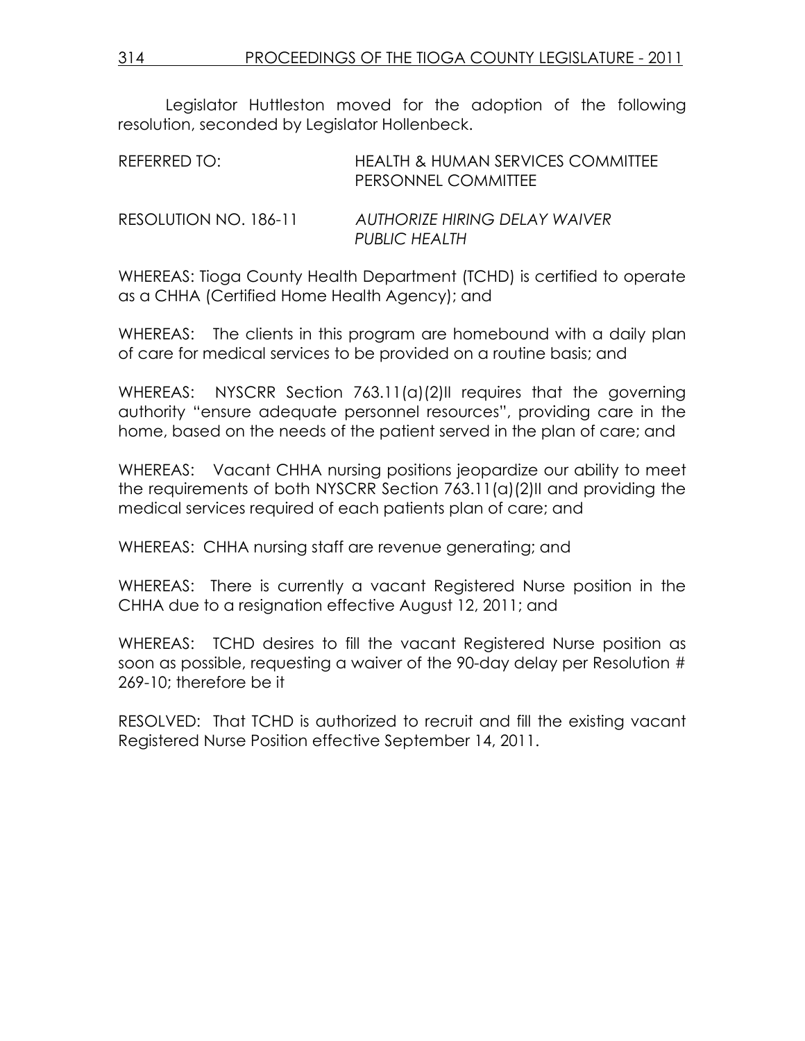Legislator Huttleston moved for the adoption of the following resolution, seconded by Legislator Hollenbeck.

REFERRED TO: HEALTH & HUMAN SERVICES COMMITTEE
PERSONNEL COMMITTEE

RESOLUTION NO. 186-11 *AUTHORIZE HIRING DELAY WAIVER PUBLIC HEALTH*

WHEREAS: Tioga County Health Department (TCHD) is certified to operate as a CHHA (Certified Home Health Agency); and

WHEREAS: The clients in this program are homebound with a daily plan of care for medical services to be provided on a routine basis; and

WHEREAS: NYSCRR Section 763.11(a)(2)II requires that the governing authority "ensure adequate personnel resources", providing care in the home, based on the needs of the patient served in the plan of care; and

WHEREAS: Vacant CHHA nursing positions jeopardize our ability to meet the requirements of both NYSCRR Section 763.11(a)(2)II and providing the medical services required of each patients plan of care; and

WHEREAS: CHHA nursing staff are revenue generating; and

WHEREAS: There is currently a vacant Registered Nurse position in the CHHA due to a resignation effective August 12, 2011; and

WHEREAS: TCHD desires to fill the vacant Registered Nurse position as soon as possible, requesting a waiver of the 90-day delay per Resolution # 269-10; therefore be it

RESOLVED: That TCHD is authorized to recruit and fill the existing vacant Registered Nurse Position effective September 14, 2011.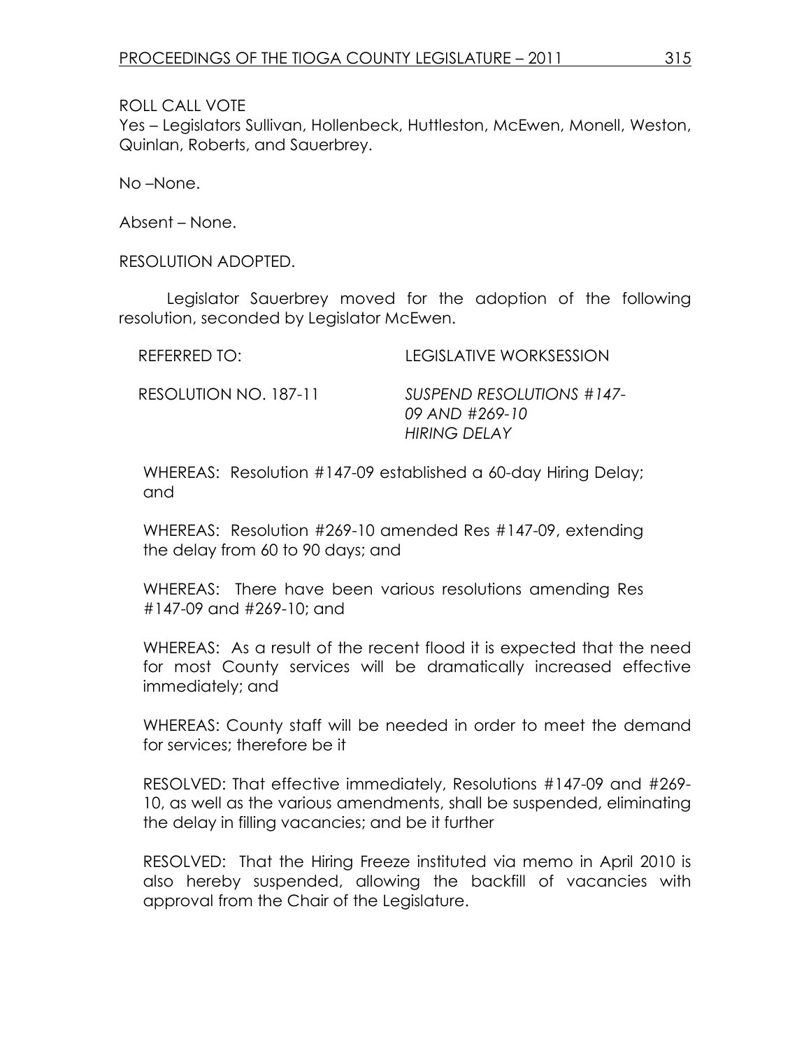ROLL CALL VOTE
Yes – Legislators Sullivan, Hollenbeck, Huttleston, McEwen, Monell, Weston, Quinlan, Roberts, and Sauerbrey.

No –None.

Absent – None.

RESOLUTION ADOPTED.

Legislator Sauerbrey moved for the adoption of the following resolution, seconded by Legislator McEwen.

REFERRED TO: LEGISLATIVE WORKSESSION

RESOLUTION NO. 187-11 *SUSPEND RESOLUTIONS #147-09 AND #269-10 HIRING DELAY*

WHEREAS: Resolution #147-09 established a 60-day Hiring Delay; and

WHEREAS: Resolution #269-10 amended Res #147-09, extending the delay from 60 to 90 days; and

WHEREAS: There have been various resolutions amending Res #147-09 and #269-10; and

WHEREAS: As a result of the recent flood it is expected that the need for most County services will be dramatically increased effective immediately; and

WHEREAS: County staff will be needed in order to meet the demand for services; therefore be it

RESOLVED: That effective immediately, Resolutions #147-09 and #269-10, as well as the various amendments, shall be suspended, eliminating the delay in filling vacancies; and be it further

RESOLVED: That the Hiring Freeze instituted via memo in April 2010 is also hereby suspended, allowing the backfill of vacancies with approval from the Chair of the Legislature.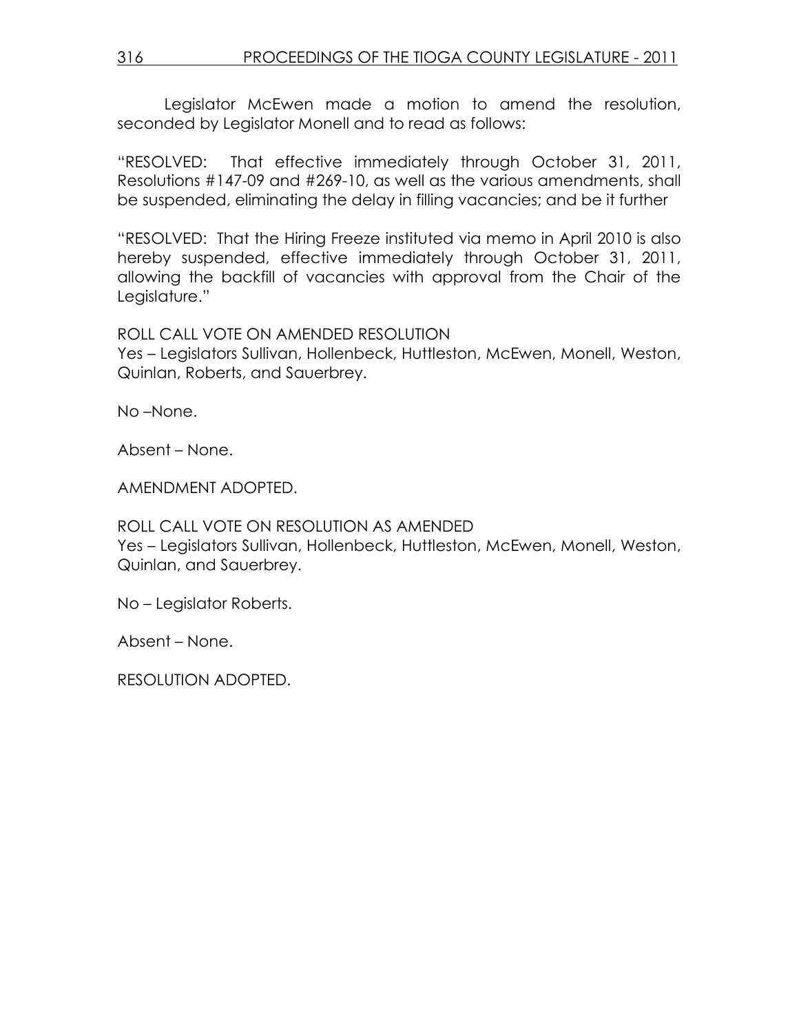Legislator McEwen made a motion to amend the resolution, seconded by Legislator Monell and to read as follows:

"RESOLVED: That effective immediately through October 31, 2011, Resolutions #147-09 and #269-10, as well as the various amendments, shall be suspended, eliminating the delay in filling vacancies; and be it further

"RESOLVED: That the Hiring Freeze instituted via memo in April 2010 is also hereby suspended, effective immediately through October 31, 2011, allowing the backfill of vacancies with approval from the Chair of the Legislature."

ROLL CALL VOTE ON AMENDED RESOLUTION
Yes – Legislators Sullivan, Hollenbeck, Huttleston, McEwen, Monell, Weston, Quinlan, Roberts, and Sauerbrey.

No –None.

Absent – None.

AMENDMENT ADOPTED.

ROLL CALL VOTE ON RESOLUTION AS AMENDED
Yes – Legislators Sullivan, Hollenbeck, Huttleston, McEwen, Monell, Weston, Quinlan, and Sauerbrey.

No – Legislator Roberts.

Absent – None.

RESOLUTION ADOPTED.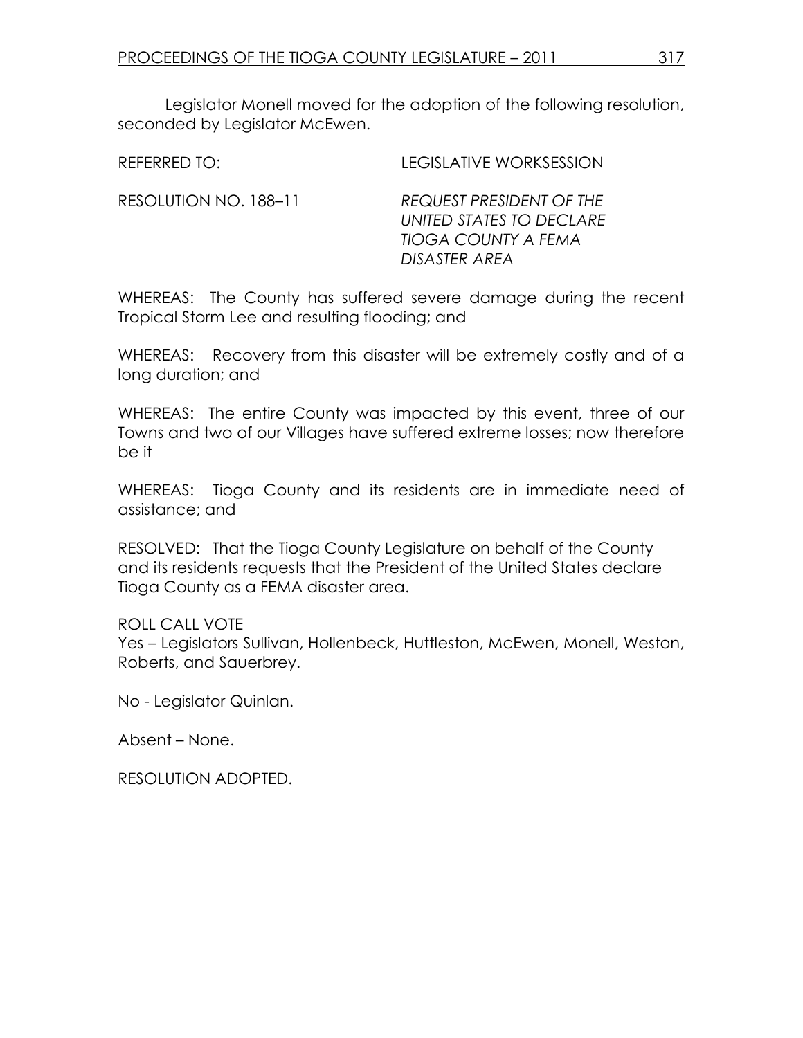Legislator Monell moved for the adoption of the following resolution, seconded by Legislator McEwen.

REFERRED TO: LEGISLATIVE WORKSESSION

RESOLUTION NO. 188–11 *REQUEST PRESIDENT OF THE UNITED STATES TO DECLARE TIOGA COUNTY A FEMA DISASTER AREA*

WHEREAS: The County has suffered severe damage during the recent Tropical Storm Lee and resulting flooding; and

WHEREAS: Recovery from this disaster will be extremely costly and of a long duration; and

WHEREAS: The entire County was impacted by this event, three of our Towns and two of our Villages have suffered extreme losses; now therefore be it

WHEREAS: Tioga County and its residents are in immediate need of assistance; and

RESOLVED: That the Tioga County Legislature on behalf of the County and its residents requests that the President of the United States declare Tioga County as a FEMA disaster area.

ROLL CALL VOTE
Yes – Legislators Sullivan, Hollenbeck, Huttleston, McEwen, Monell, Weston, Roberts, and Sauerbrey.

No - Legislator Quinlan.

Absent – None.

RESOLUTION ADOPTED.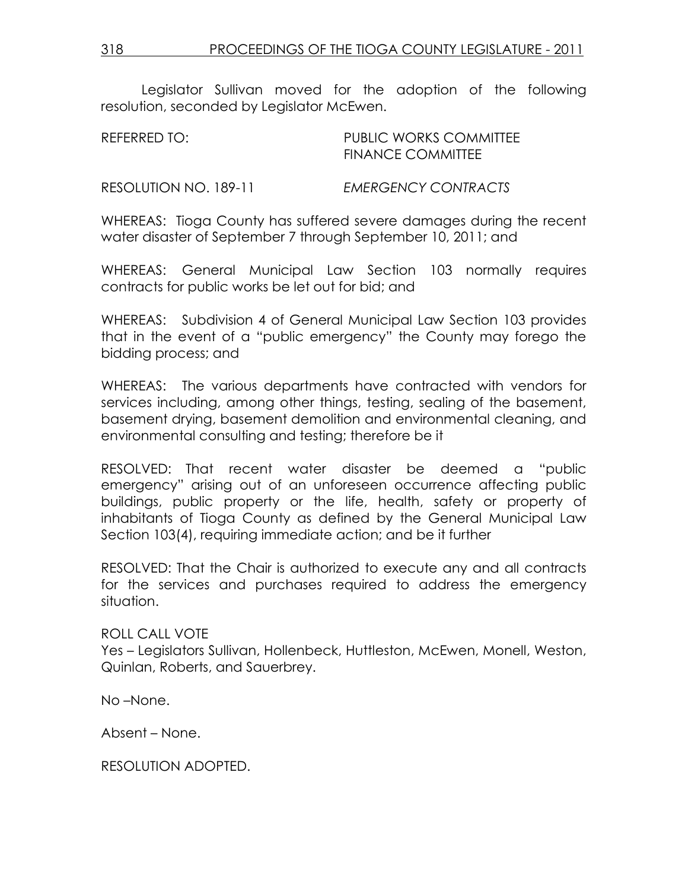Legislator Sullivan moved for the adoption of the following resolution, seconded by Legislator McEwen.

REFERRED TO: PUBLIC WORKS COMMITTEE
FINANCE COMMITTEE

RESOLUTION NO. 189-11 *EMERGENCY CONTRACTS*

WHEREAS: Tioga County has suffered severe damages during the recent water disaster of September 7 through September 10, 2011; and

WHEREAS: General Municipal Law Section 103 normally requires contracts for public works be let out for bid; and

WHEREAS: Subdivision 4 of General Municipal Law Section 103 provides that in the event of a "public emergency" the County may forego the bidding process; and

WHEREAS: The various departments have contracted with vendors for services including, among other things, testing, sealing of the basement, basement drying, basement demolition and environmental cleaning, and environmental consulting and testing; therefore be it

RESOLVED: That recent water disaster be deemed a "public emergency" arising out of an unforeseen occurrence affecting public buildings, public property or the life, health, safety or property of inhabitants of Tioga County as defined by the General Municipal Law Section 103(4), requiring immediate action; and be it further

RESOLVED: That the Chair is authorized to execute any and all contracts for the services and purchases required to address the emergency situation.

ROLL CALL VOTE
Yes – Legislators Sullivan, Hollenbeck, Huttleston, McEwen, Monell, Weston, Quinlan, Roberts, and Sauerbrey.

No –None.

Absent – None.

RESOLUTION ADOPTED.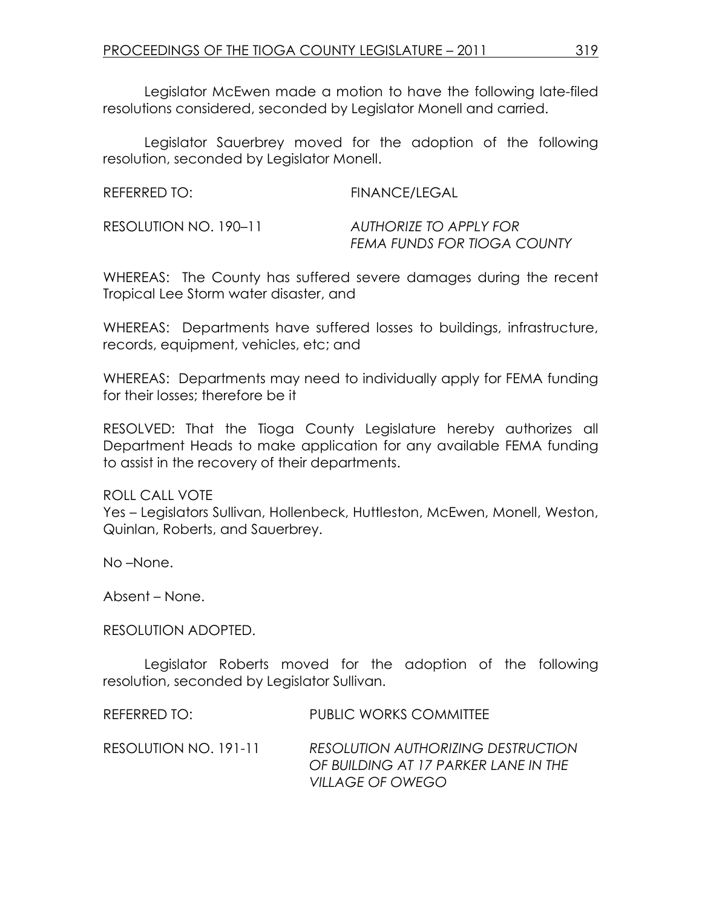Legislator McEwen made a motion to have the following late-filed resolutions considered, seconded by Legislator Monell and carried.

Legislator Sauerbrey moved for the adoption of the following resolution, seconded by Legislator Monell.

REFERRED TO: FINANCE/LEGAL

RESOLUTION NO. 190–11 *AUTHORIZE TO APPLY FOR FEMA FUNDS FOR TIOGA COUNTY*

WHEREAS: The County has suffered severe damages during the recent Tropical Lee Storm water disaster, and

WHEREAS: Departments have suffered losses to buildings, infrastructure, records, equipment, vehicles, etc; and

WHEREAS: Departments may need to individually apply for FEMA funding for their losses; therefore be it

RESOLVED: That the Tioga County Legislature hereby authorizes all Department Heads to make application for any available FEMA funding to assist in the recovery of their departments.

ROLL CALL VOTE
Yes – Legislators Sullivan, Hollenbeck, Huttleston, McEwen, Monell, Weston, Quinlan, Roberts, and Sauerbrey.

No –None.

Absent – None.

RESOLUTION ADOPTED.

Legislator Roberts moved for the adoption of the following resolution, seconded by Legislator Sullivan.

REFERRED TO: PUBLIC WORKS COMMITTEE

RESOLUTION NO. 191-11 *RESOLUTION AUTHORIZING DESTRUCTION OF BUILDING AT 17 PARKER LANE IN THE VILLAGE OF OWEGO*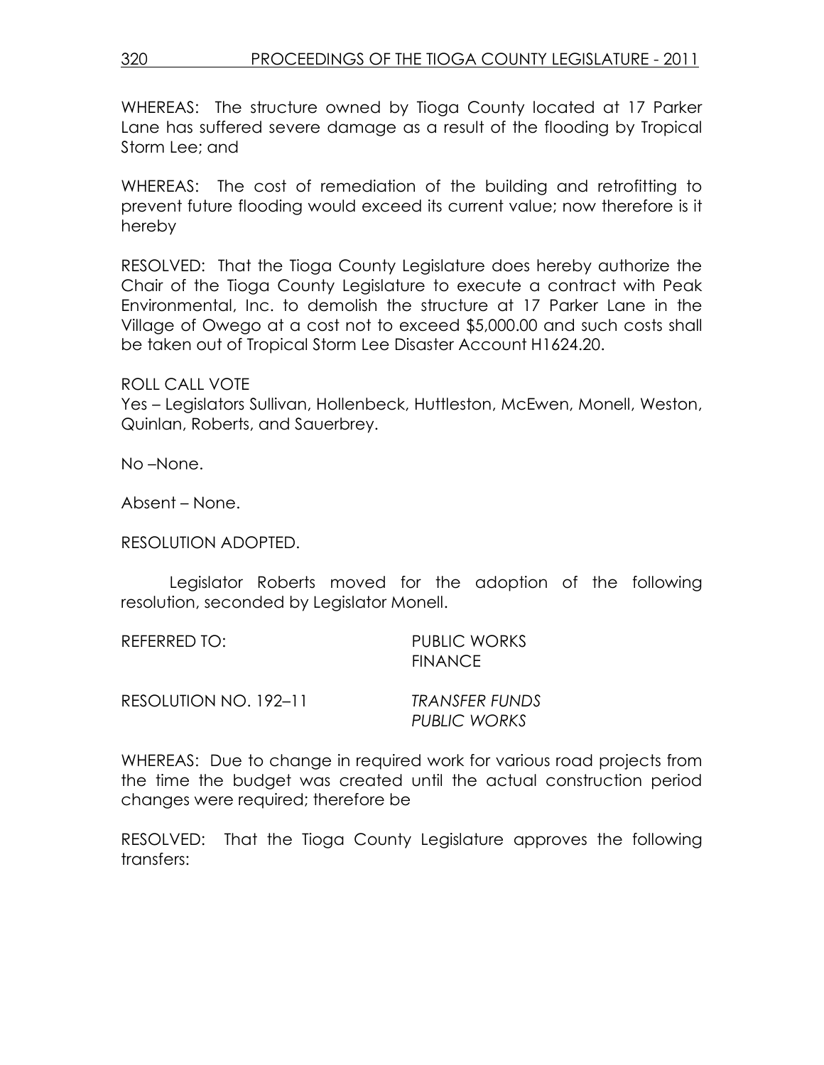WHEREAS: The structure owned by Tioga County located at 17 Parker Lane has suffered severe damage as a result of the flooding by Tropical Storm Lee; and

WHEREAS: The cost of remediation of the building and retrofitting to prevent future flooding would exceed its current value; now therefore is it hereby

RESOLVED: That the Tioga County Legislature does hereby authorize the Chair of the Tioga County Legislature to execute a contract with Peak Environmental, Inc. to demolish the structure at 17 Parker Lane in the Village of Owego at a cost not to exceed $5,000.00 and such costs shall be taken out of Tropical Storm Lee Disaster Account H1624.20.

ROLL CALL VOTE
Yes – Legislators Sullivan, Hollenbeck, Huttleston, McEwen, Monell, Weston, Quinlan, Roberts, and Sauerbrey.

No –None.

Absent – None.

RESOLUTION ADOPTED.

Legislator Roberts moved for the adoption of the following resolution, seconded by Legislator Monell.

REFERRED TO: PUBLIC WORKS
FINANCE

RESOLUTION NO. 192–11 *TRANSFER FUNDS PUBLIC WORKS*

WHEREAS: Due to change in required work for various road projects from the time the budget was created until the actual construction period changes were required; therefore be

RESOLVED: That the Tioga County Legislature approves the following transfers: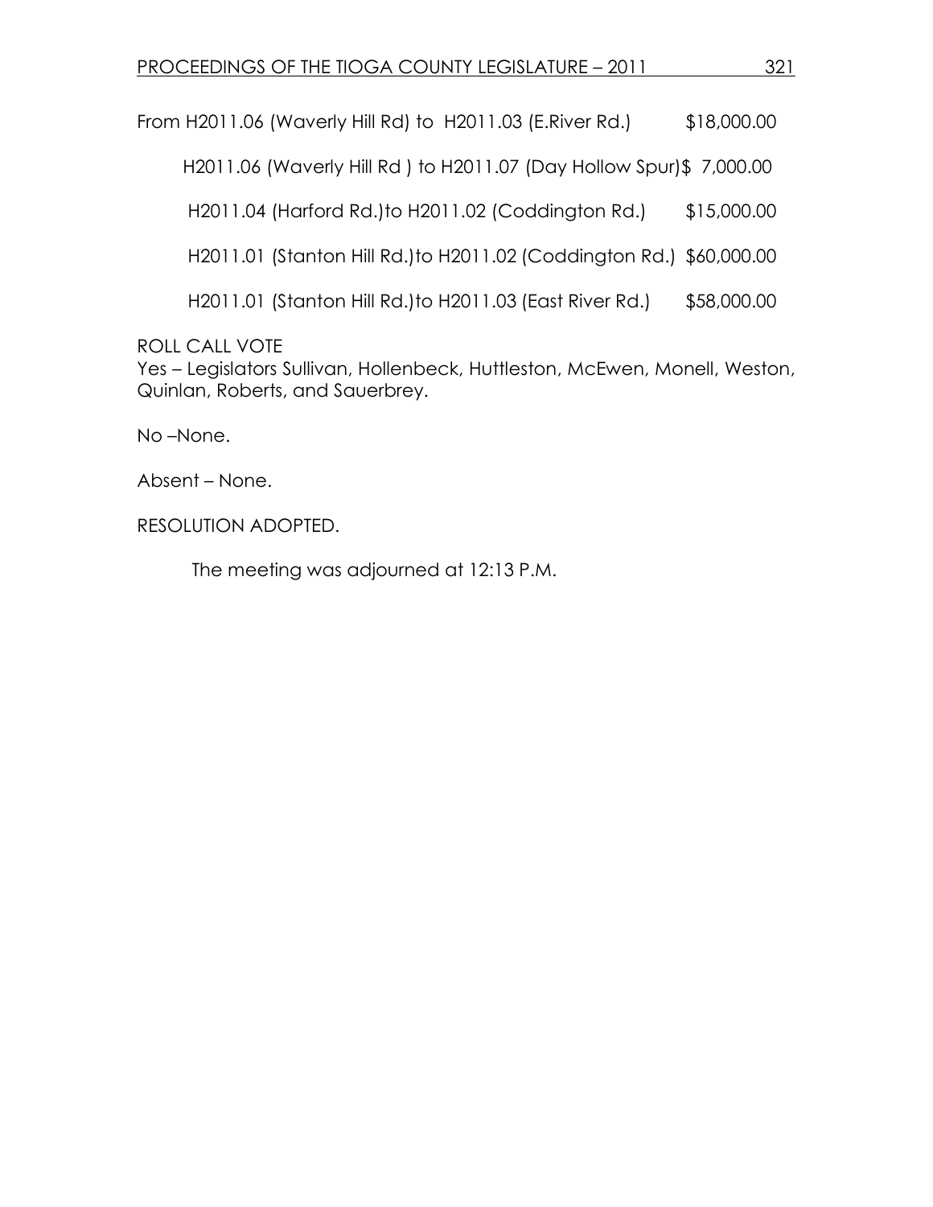From H2011.06 (Waverly Hill Rd) to H2011.03 (E.River Rd.) $18,000.00

H2011.06 (Waverly Hill Rd ) to H2011.07 (Day Hollow Spur)$ 7,000.00

H2011.04 (Harford Rd.)to H2011.02 (Coddington Rd.) $15,000.00

H2011.01 (Stanton Hill Rd.)to H2011.02 (Coddington Rd.) $60,000.00

H2011.01 (Stanton Hill Rd.)to H2011.03 (East River Rd.) $58,000.00

ROLL CALL VOTE
Yes – Legislators Sullivan, Hollenbeck, Huttleston, McEwen, Monell, Weston, Quinlan, Roberts, and Sauerbrey.

No –None.

Absent – None.

RESOLUTION ADOPTED.

The meeting was adjourned at 12:13 P.M.